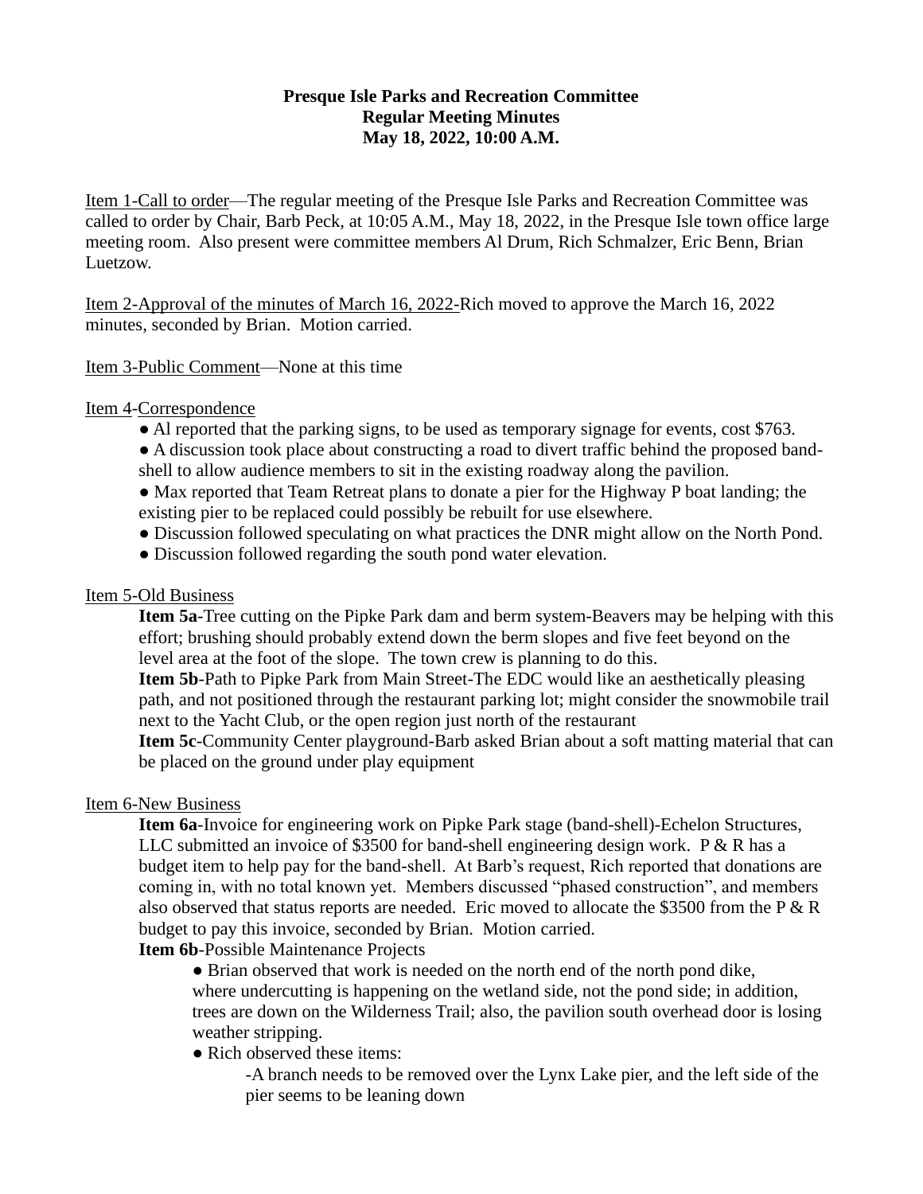**Presque Isle Parks and Recreation Committee**
**Regular Meeting Minutes**
**May 18, 2022, 10:00 A.M.**

Item 1-Call to order—The regular meeting of the Presque Isle Parks and Recreation Committee was called to order by Chair, Barb Peck, at 10:05 A.M., May 18, 2022, in the Presque Isle town office large meeting room. Also present were committee members Al Drum, Rich Schmalzer, Eric Benn, Brian Luetzow.

Item 2-Approval of the minutes of March 16, 2022-Rich moved to approve the March 16, 2022 minutes, seconded by Brian. Motion carried.

Item 3-Public Comment—None at this time

Item 4-Correspondence

- Al reported that the parking signs, to be used as temporary signage for events, cost $763.
- A discussion took place about constructing a road to divert traffic behind the proposed band-shell to allow audience members to sit in the existing roadway along the pavilion.
- Max reported that Team Retreat plans to donate a pier for the Highway P boat landing; the existing pier to be replaced could possibly be rebuilt for use elsewhere.
- Discussion followed speculating on what practices the DNR might allow on the North Pond.
- Discussion followed regarding the south pond water elevation.

Item 5-Old Business

**Item 5a**-Tree cutting on the Pipke Park dam and berm system-Beavers may be helping with this effort; brushing should probably extend down the berm slopes and five feet beyond on the level area at the foot of the slope. The town crew is planning to do this.

**Item 5b**-Path to Pipke Park from Main Street-The EDC would like an aesthetically pleasing path, and not positioned through the restaurant parking lot; might consider the snowmobile trail next to the Yacht Club, or the open region just north of the restaurant

**Item 5c**-Community Center playground-Barb asked Brian about a soft matting material that can be placed on the ground under play equipment

Item 6-New Business

**Item 6a**-Invoice for engineering work on Pipke Park stage (band-shell)-Echelon Structures, LLC submitted an invoice of $3500 for band-shell engineering design work. P & R has a budget item to help pay for the band-shell. At Barb's request, Rich reported that donations are coming in, with no total known yet. Members discussed "phased construction", and members also observed that status reports are needed. Eric moved to allocate the $3500 from the P & R budget to pay this invoice, seconded by Brian. Motion carried.

**Item 6b**-Possible Maintenance Projects

- Brian observed that work is needed on the north end of the north pond dike, where undercutting is happening on the wetland side, not the pond side; in addition, trees are down on the Wilderness Trail; also, the pavilion south overhead door is losing weather stripping.
- Rich observed these items:
  - -A branch needs to be removed over the Lynx Lake pier, and the left side of the pier seems to be leaning down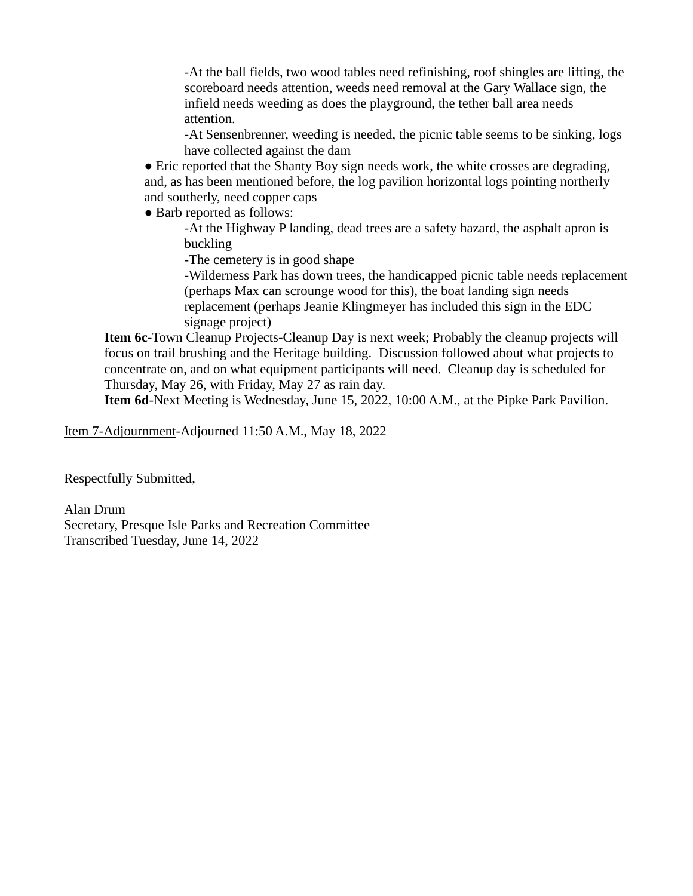- -At the ball fields, two wood tables need refinishing, roof shingles are lifting, the scoreboard needs attention, weeds need removal at the Gary Wallace sign, the infield needs weeding as does the playground, the tether ball area needs attention.
- -At Sensenbrenner, weeding is needed, the picnic table seems to be sinking, logs have collected against the dam

● Eric reported that the Shanty Boy sign needs work, the white crosses are degrading, and, as has been mentioned before, the log pavilion horizontal logs pointing northerly and southerly, need copper caps

● Barb reported as follows:

- -At the Highway P landing, dead trees are a safety hazard, the asphalt apron is buckling
- -The cemetery is in good shape
- -Wilderness Park has down trees, the handicapped picnic table needs replacement (perhaps Max can scrounge wood for this), the boat landing sign needs replacement (perhaps Jeanie Klingmeyer has included this sign in the EDC signage project)

**Item 6c**-Town Cleanup Projects-Cleanup Day is next week; Probably the cleanup projects will focus on trail brushing and the Heritage building. Discussion followed about what projects to concentrate on, and on what equipment participants will need. Cleanup day is scheduled for Thursday, May 26, with Friday, May 27 as rain day.

**Item 6d**-Next Meeting is Wednesday, June 15, 2022, 10:00 A.M., at the Pipke Park Pavilion.

<u>Item 7-Adjournment</u>-Adjourned 11:50 A.M., May 18, 2022

Respectfully Submitted,

Alan Drum
Secretary, Presque Isle Parks and Recreation Committee
Transcribed Tuesday, June 14, 2022